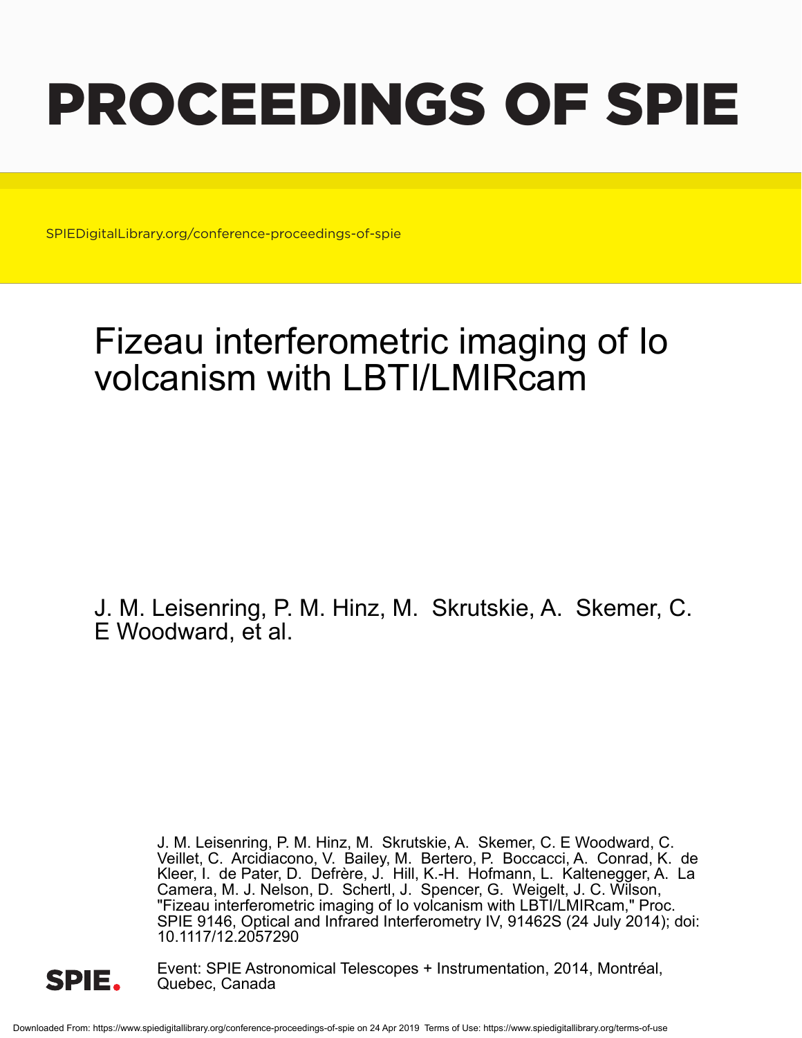# PROCEEDINGS OF SPIE

SPIEDigitalLibrary.org/conference-proceedings-of-spie

## Fizeau interferometric imaging of Io volcanism with LBTI/LMIRcam

J. M. Leisenring, P. M. Hinz, M. Skrutskie, A. Skemer, C. E Woodward, et al.

J. M. Leisenring, P. M. Hinz, M. Skrutskie, A. Skemer, C. E Woodward, C. Veillet, C. Arcidiacono, V. Bailey, M. Bertero, P. Boccacci, A. Conrad, K. de Kleer, I. de Pater, D. Defrère, J. Hill, K.-H. Hofmann, L. Kaltenegger, A. La Camera, M. J. Nelson, D. Schertl, J. Spencer, G. Weigelt, J. C. Wilson, "Fizeau interferometric imaging of Io volcanism with LBTI/LMIRcam," Proc. SPIE 9146, Optical and Infrared Interferometry IV, 91462S (24 July 2014); doi: 10.1117/12.2057290

Event: SPIE Astronomical Telescopes + Instrumentation, 2014, Montréal, Quebec, Canada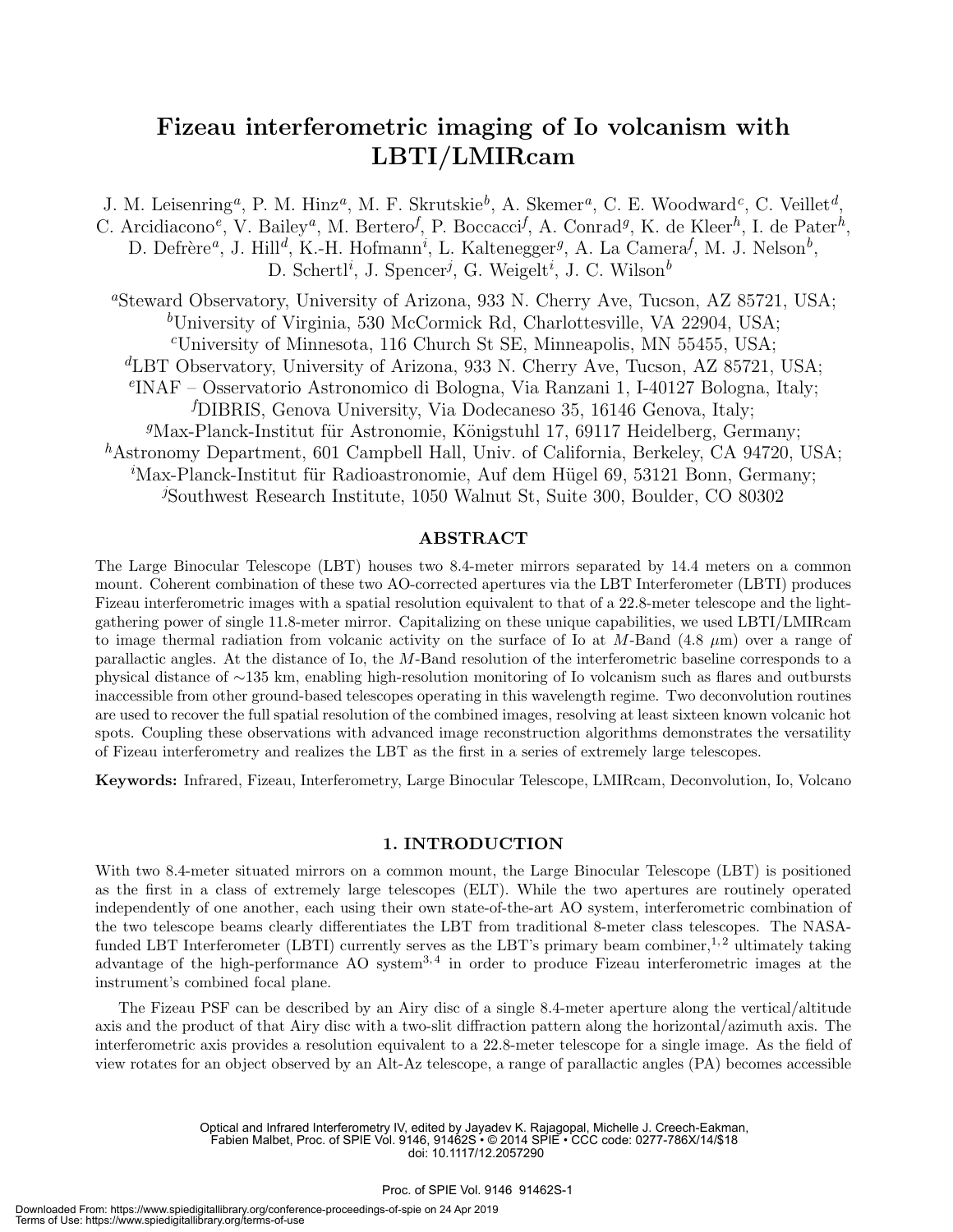# Fizeau interferometric imaging of Io volcanism with LBTI/LMIRcam

J. M. Leisenring[a], P. M. Hinz[a], M. F. Skrutskie[b], A. Skemer[a], C. E. Woodward[c], C. Veillet[d], C. Arcidiacono[e], V. Bailey[a], M. Bertero[f], P. Boccacci[f], A. Conrad[g], K. de Kleer[h], I. de Pater[h], D. Defrère[a], J. Hill[d], K.-H. Hofmann[i], L. Kaltenegger[g], A. La Camera[f], M. J. Nelson[b], D. Schertl[i], J. Spencer[j], G. Weigelt[i], J. C. Wilson[b]

[a]Steward Observatory, University of Arizona, 933 N. Cherry Ave, Tucson, AZ 85721, USA;
[b]University of Virginia, 530 McCormick Rd, Charlottesville, VA 22904, USA;
[c]University of Minnesota, 116 Church St SE, Minneapolis, MN 55455, USA;
[d]LBT Observatory, University of Arizona, 933 N. Cherry Ave, Tucson, AZ 85721, USA;
[e]INAF – Osservatorio Astronomico di Bologna, Via Ranzani 1, I-40127 Bologna, Italy;
[f]DIBRIS, Genova University, Via Dodecaneso 35, 16146 Genova, Italy;
[g]Max-Planck-Institut für Astronomie, Königstuhl 17, 69117 Heidelberg, Germany;
[h]Astronomy Department, 601 Campbell Hall, Univ. of California, Berkeley, CA 94720, USA;
[i]Max-Planck-Institut für Radioastronomie, Auf dem Hügel 69, 53121 Bonn, Germany;
[j]Southwest Research Institute, 1050 Walnut St, Suite 300, Boulder, CO 80302

## ABSTRACT

The Large Binocular Telescope (LBT) houses two 8.4-meter mirrors separated by 14.4 meters on a common mount. Coherent combination of these two AO-corrected apertures via the LBT Interferometer (LBTI) produces Fizeau interferometric images with a spatial resolution equivalent to that of a 22.8-meter telescope and the light-gathering power of single 11.8-meter mirror. Capitalizing on these unique capabilities, we used LBTI/LMIRcam to image thermal radiation from volcanic activity on the surface of Io at *M*-Band (4.8 $\mu$m) over a range of parallactic angles. At the distance of Io, the *M*-Band resolution of the interferometric baseline corresponds to a physical distance of ~135 km, enabling high-resolution monitoring of Io volcanism such as flares and outbursts inaccessible from other ground-based telescopes operating in this wavelength regime. Two deconvolution routines are used to recover the full spatial resolution of the combined images, resolving at least sixteen known volcanic hot spots. Coupling these observations with advanced image reconstruction algorithms demonstrates the versatility of Fizeau interferometry and realizes the LBT as the first in a series of extremely large telescopes.

**Keywords:** Infrared, Fizeau, Interferometry, Large Binocular Telescope, LMIRcam, Deconvolution, Io, Volcano

## 1. INTRODUCTION

With two 8.4-meter situated mirrors on a common mount, the Large Binocular Telescope (LBT) is positioned as the first in a class of extremely large telescopes (ELT). While the two apertures are routinely operated independently of one another, each using their own state-of-the-art AO system, interferometric combination of the two telescope beams clearly differentiates the LBT from traditional 8-meter class telescopes. The NASA-funded LBT Interferometer (LBTI) currently serves as the LBT's primary beam combiner,[1,2] ultimately taking advantage of the high-performance AO system[3,4] in order to produce Fizeau interferometric images at the instrument's combined focal plane.

The Fizeau PSF can be described by an Airy disc of a single 8.4-meter aperture along the vertical/altitude axis and the product of that Airy disc with a two-slit diffraction pattern along the horizontal/azimuth axis. The interferometric axis provides a resolution equivalent to a 22.8-meter telescope for a single image. As the field of view rotates for an object observed by an Alt-Az telescope, a range of parallactic angles (PA) becomes accessible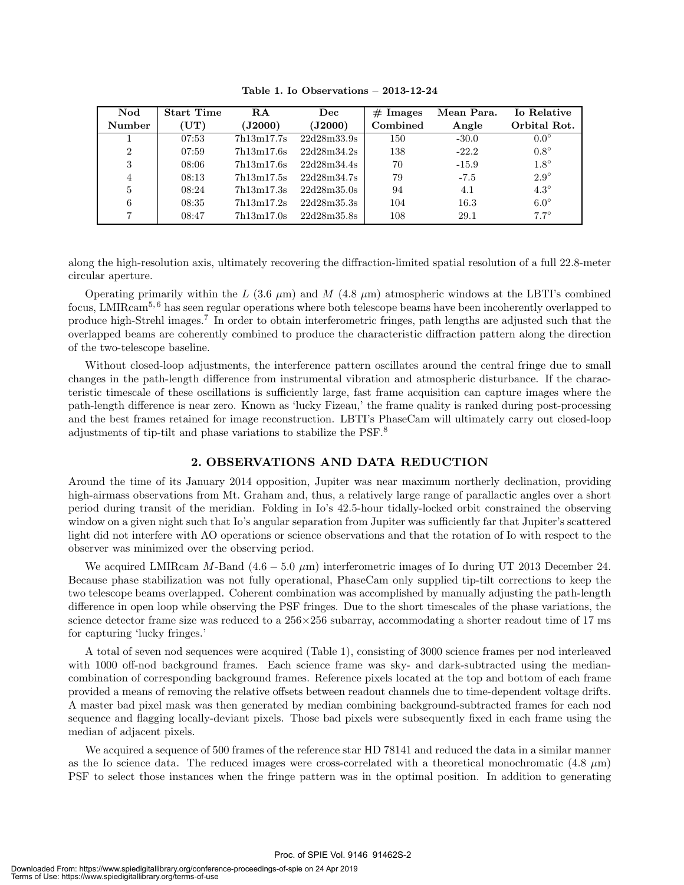**Table 1. Io Observations – 2013-12-24**

| Nod Number | Start Time (UT) | RA (J2000) | Dec (J2000) | # Images Combined | Mean Para. Angle | Io Relative Orbital Rot. |
|---|---|---|---|---|---|---|
| 1 | 07:53 | 7h13m17.7s | 22d28m33.9s | 150 | -30.0 | 0.0° |
| 2 | 07:59 | 7h13m17.6s | 22d28m34.2s | 138 | -22.2 | 0.8° |
| 3 | 08:06 | 7h13m17.6s | 22d28m34.4s | 70 | -15.9 | 1.8° |
| 4 | 08:13 | 7h13m17.5s | 22d28m34.7s | 79 | -7.5 | 2.9° |
| 5 | 08:24 | 7h13m17.3s | 22d28m35.0s | 94 | 4.1 | 4.3° |
| 6 | 08:35 | 7h13m17.2s | 22d28m35.3s | 104 | 16.3 | 6.0° |
| 7 | 08:47 | 7h13m17.0s | 22d28m35.8s | 108 | 29.1 | 7.7° |

along the high-resolution axis, ultimately recovering the diffraction-limited spatial resolution of a full 22.8-meter circular aperture.

Operating primarily within the $L$ (3.6 $\mu$m) and $M$ (4.8 $\mu$m) atmospheric windows at the LBTI's combined focus, LMIRcam[5,6] has seen regular operations where both telescope beams have been incoherently overlapped to produce high-Strehl images.[7] In order to obtain interferometric fringes, path lengths are adjusted such that the overlapped beams are coherently combined to produce the characteristic diffraction pattern along the direction of the two-telescope baseline.

Without closed-loop adjustments, the interference pattern oscillates around the central fringe due to small changes in the path-length difference from instrumental vibration and atmospheric disturbance. If the characteristic timescale of these oscillations is sufficiently large, fast frame acquisition can capture images where the path-length difference is near zero. Known as 'lucky Fizeau,' the frame quality is ranked during post-processing and the best frames retained for image reconstruction. LBTI's PhaseCam will ultimately carry out closed-loop adjustments of tip-tilt and phase variations to stabilize the PSF.[8]

## 2. OBSERVATIONS AND DATA REDUCTION

Around the time of its January 2014 opposition, Jupiter was near maximum northerly declination, providing high-airmass observations from Mt. Graham and, thus, a relatively large range of parallactic angles over a short period during transit of the meridian. Folding in Io's 42.5-hour tidally-locked orbit constrained the observing window on a given night such that Io's angular separation from Jupiter was sufficiently far that Jupiter's scattered light did not interfere with AO operations or science observations and that the rotation of Io with respect to the observer was minimized over the observing period.

We acquired LMIRcam $M$-Band (4.6 − 5.0 $\mu$m) interferometric images of Io during UT 2013 December 24. Because phase stabilization was not fully operational, PhaseCam only supplied tip-tilt corrections to keep the two telescope beams overlapped. Coherent combination was accomplished by manually adjusting the path-length difference in open loop while observing the PSF fringes. Due to the short timescales of the phase variations, the science detector frame size was reduced to a 256×256 subarray, accommodating a shorter readout time of 17 ms for capturing 'lucky fringes.'

A total of seven nod sequences were acquired (Table 1), consisting of 3000 science frames per nod interleaved with 1000 off-nod background frames. Each science frame was sky- and dark-subtracted using the median-combination of corresponding background frames. Reference pixels located at the top and bottom of each frame provided a means of removing the relative offsets between readout channels due to time-dependent voltage drifts. A master bad pixel mask was then generated by median combining background-subtracted frames for each nod sequence and flagging locally-deviant pixels. Those bad pixels were subsequently fixed in each frame using the median of adjacent pixels.

We acquired a sequence of 500 frames of the reference star HD 78141 and reduced the data in a similar manner as the Io science data. The reduced images were cross-correlated with a theoretical monochromatic (4.8 $\mu$m) PSF to select those instances when the fringe pattern was in the optimal position. In addition to generating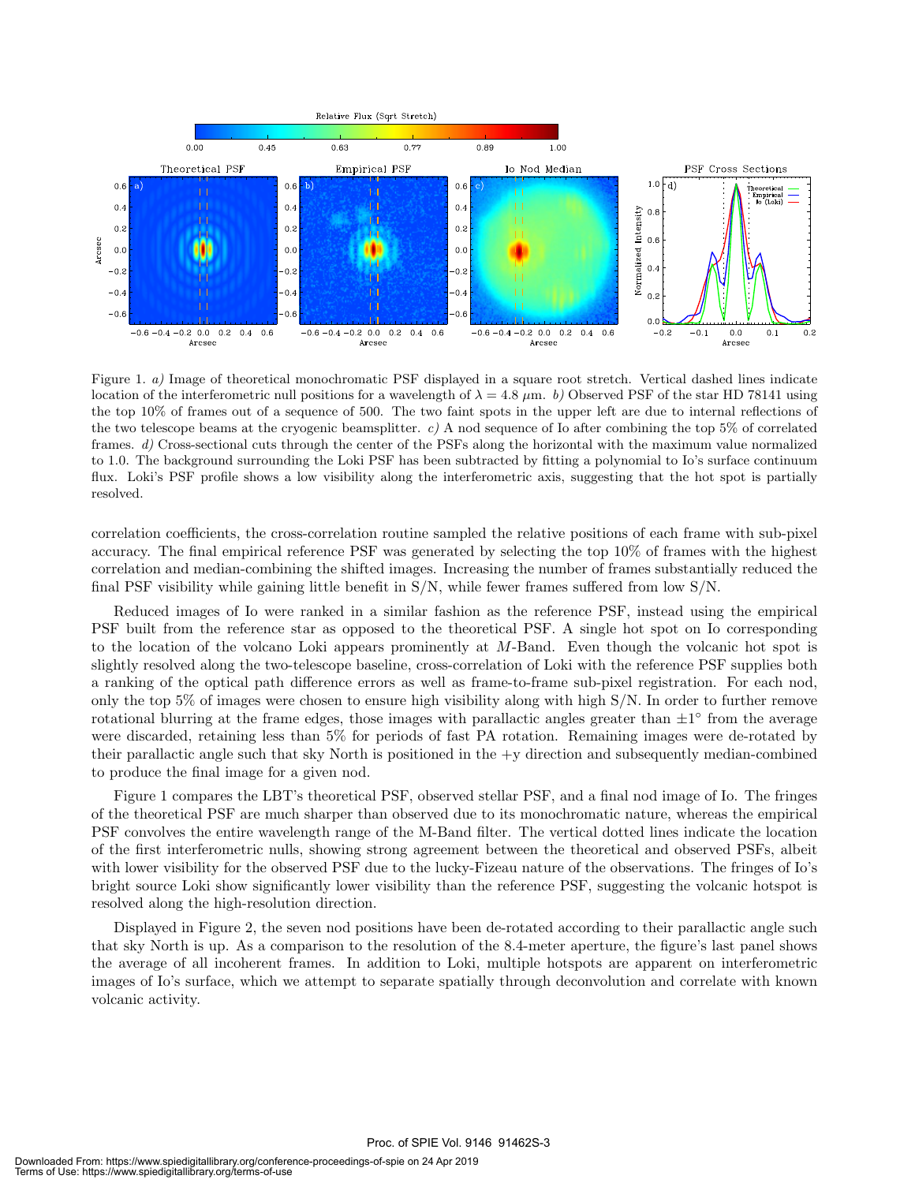Figure 1. *a)* Image of theoretical monochromatic PSF displayed in a square root stretch. Vertical dashed lines indicate location of the interferometric null positions for a wavelength of $\lambda = 4.8$ $\mu$m. *b)* Observed PSF of the star HD 78141 using the top 10% of frames out of a sequence of 500. The two faint spots in the upper left are due to internal reflections of the two telescope beams at the cryogenic beamsplitter. *c)* A nod sequence of Io after combining the top 5% of correlated frames. *d)* Cross-sectional cuts through the center of the PSFs along the horizontal with the maximum value normalized to 1.0. The background surrounding the Loki PSF has been subtracted by fitting a polynomial to Io's surface continuum flux. Loki's PSF profile shows a low visibility along the interferometric axis, suggesting that the hot spot is partially resolved.

correlation coefficients, the cross-correlation routine sampled the relative positions of each frame with sub-pixel accuracy. The final empirical reference PSF was generated by selecting the top 10% of frames with the highest correlation and median-combining the shifted images. Increasing the number of frames substantially reduced the final PSF visibility while gaining little benefit in S/N, while fewer frames suffered from low S/N.

Reduced images of Io were ranked in a similar fashion as the reference PSF, instead using the empirical PSF built from the reference star as opposed to the theoretical PSF. A single hot spot on Io corresponding to the location of the volcano Loki appears prominently at $M$-Band. Even though the volcanic hot spot is slightly resolved along the two-telescope baseline, cross-correlation of Loki with the reference PSF supplies both a ranking of the optical path difference errors as well as frame-to-frame sub-pixel registration. For each nod, only the top 5% of images were chosen to ensure high visibility along with high S/N. In order to further remove rotational blurring at the frame edges, those images with parallactic angles greater than $\pm 1^{\circ}$ from the average were discarded, retaining less than 5% for periods of fast PA rotation. Remaining images were de-rotated by their parallactic angle such that sky North is positioned in the +y direction and subsequently median-combined to produce the final image for a given nod.

Figure 1 compares the LBT's theoretical PSF, observed stellar PSF, and a final nod image of Io. The fringes of the theoretical PSF are much sharper than observed due to its monochromatic nature, whereas the empirical PSF convolves the entire wavelength range of the M-Band filter. The vertical dotted lines indicate the location of the first interferometric nulls, showing strong agreement between the theoretical and observed PSFs, albeit with lower visibility for the observed PSF due to the lucky-Fizeau nature of the observations. The fringes of Io's bright source Loki show significantly lower visibility than the reference PSF, suggesting the volcanic hotspot is resolved along the high-resolution direction.

Displayed in Figure 2, the seven nod positions have been de-rotated according to their parallactic angle such that sky North is up. As a comparison to the resolution of the 8.4-meter aperture, the figure's last panel shows the average of all incoherent frames. In addition to Loki, multiple hotspots are apparent on interferometric images of Io's surface, which we attempt to separate spatially through deconvolution and correlate with known volcanic activity.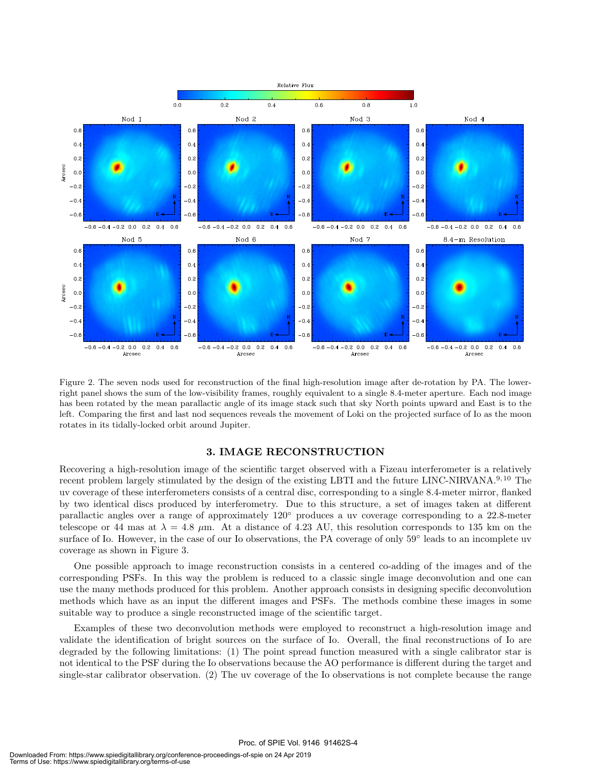Figure 2. The seven nods used for reconstruction of the final high-resolution image after de-rotation by PA. The lower-right panel shows the sum of the low-visibility frames, roughly equivalent to a single 8.4-meter aperture. Each nod image has been rotated by the mean parallactic angle of its image stack such that sky North points upward and East is to the left. Comparing the first and last nod sequences reveals the movement of Loki on the projected surface of Io as the moon rotates in its tidally-locked orbit around Jupiter.

## 3. IMAGE RECONSTRUCTION

Recovering a high-resolution image of the scientific target observed with a Fizeau interferometer is a relatively recent problem largely stimulated by the design of the existing LBTI and the future LINC-NIRVANA.[9,10] The uv coverage of these interferometers consists of a central disc, corresponding to a single 8.4-meter mirror, flanked by two identical discs produced by interferometry. Due to this structure, a set of images taken at different parallactic angles over a range of approximately 120° produces a uv coverage corresponding to a 22.8-meter telescope or 44 mas at $\lambda = 4.8\ \mu$m. At a distance of 4.23 AU, this resolution corresponds to 135 km on the surface of Io. However, in the case of our Io observations, the PA coverage of only 59° leads to an incomplete uv coverage as shown in Figure 3.

One possible approach to image reconstruction consists in a centered co-adding of the images and of the corresponding PSFs. In this way the problem is reduced to a classic single image deconvolution and one can use the many methods produced for this problem. Another approach consists in designing specific deconvolution methods which have as an input the different images and PSFs. The methods combine these images in some suitable way to produce a single reconstructed image of the scientific target.

Examples of these two deconvolution methods were employed to reconstruct a high-resolution image and validate the identification of bright sources on the surface of Io. Overall, the final reconstructions of Io are degraded by the following limitations: (1) The point spread function measured with a single calibrator star is not identical to the PSF during the Io observations because the AO performance is different during the target and single-star calibrator observation. (2) The uv coverage of the Io observations is not complete because the range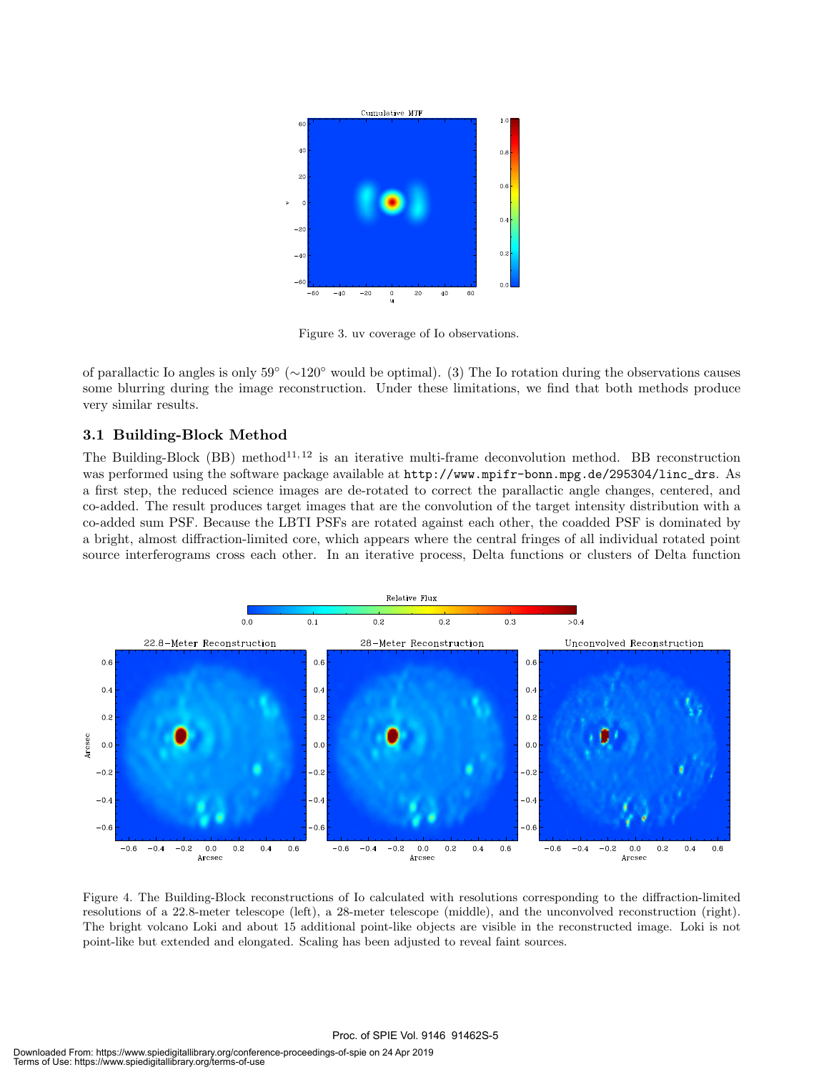Figure 3. uv coverage of Io observations.

of parallactic Io angles is only 59° (∼120° would be optimal). (3) The Io rotation during the observations causes some blurring during the image reconstruction. Under these limitations, we find that both methods produce very similar results.

### 3.1 Building-Block Method

The Building-Block (BB) method[11,12] is an iterative multi-frame deconvolution method. BB reconstruction was performed using the software package available at http://www.mpifr-bonn.mpg.de/295304/linc_drs. As a first step, the reduced science images are de-rotated to correct the parallactic angle changes, centered, and co-added. The result produces target images that are the convolution of the target intensity distribution with a co-added sum PSF. Because the LBTI PSFs are rotated against each other, the coadded PSF is dominated by a bright, almost diffraction-limited core, which appears where the central fringes of all individual rotated point source interferograms cross each other. In an iterative process, Delta functions or clusters of Delta function

Figure 4. The Building-Block reconstructions of Io calculated with resolutions corresponding to the diffraction-limited resolutions of a 22.8-meter telescope (left), a 28-meter telescope (middle), and the unconvolved reconstruction (right). The bright volcano Loki and about 15 additional point-like objects are visible in the reconstructed image. Loki is not point-like but extended and elongated. Scaling has been adjusted to reveal faint sources.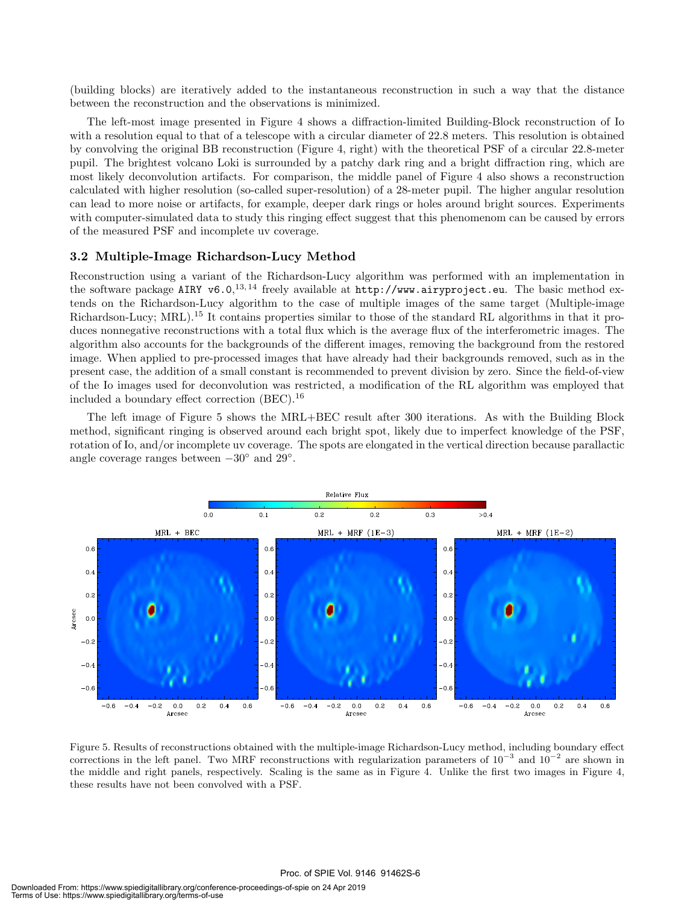(building blocks) are iteratively added to the instantaneous reconstruction in such a way that the distance between the reconstruction and the observations is minimized.

The left-most image presented in Figure 4 shows a diffraction-limited Building-Block reconstruction of Io with a resolution equal to that of a telescope with a circular diameter of 22.8 meters. This resolution is obtained by convolving the original BB reconstruction (Figure 4, right) with the theoretical PSF of a circular 22.8-meter pupil. The brightest volcano Loki is surrounded by a patchy dark ring and a bright diffraction ring, which are most likely deconvolution artifacts. For comparison, the middle panel of Figure 4 also shows a reconstruction calculated with higher resolution (so-called super-resolution) of a 28-meter pupil. The higher angular resolution can lead to more noise or artifacts, for example, deeper dark rings or holes around bright sources. Experiments with computer-simulated data to study this ringing effect suggest that this phenomenom can be caused by errors of the measured PSF and incomplete uv coverage.

### 3.2 Multiple-Image Richardson-Lucy Method

Reconstruction using a variant of the Richardson-Lucy algorithm was performed with an implementation in the software package `AIRY v6.0`,[13,14] freely available at `http://www.airyproject.eu`. The basic method extends on the Richardson-Lucy algorithm to the case of multiple images of the same target (Multiple-image Richardson-Lucy; MRL).[15] It contains properties similar to those of the standard RL algorithms in that it produces nonnegative reconstructions with a total flux which is the average flux of the interferometric images. The algorithm also accounts for the backgrounds of the different images, removing the background from the restored image. When applied to pre-processed images that have already had their backgrounds removed, such as in the present case, the addition of a small constant is recommended to prevent division by zero. Since the field-of-view of the Io images used for deconvolution was restricted, a modification of the RL algorithm was employed that included a boundary effect correction (BEC).[16]

The left image of Figure 5 shows the MRL+BEC result after 300 iterations. As with the Building Block method, significant ringing is observed around each bright spot, likely due to imperfect knowledge of the PSF, rotation of Io, and/or incomplete uv coverage. The spots are elongated in the vertical direction because parallactic angle coverage ranges between $-30^{\circ}$ and $29^{\circ}$.

Figure 5. Results of reconstructions obtained with the multiple-image Richardson-Lucy method, including boundary effect corrections in the left panel. Two MRF reconstructions with regularization parameters of $10^{-3}$ and $10^{-2}$ are shown in the middle and right panels, respectively. Scaling is the same as in Figure 4. Unlike the first two images in Figure 4, these results have not been convolved with a PSF.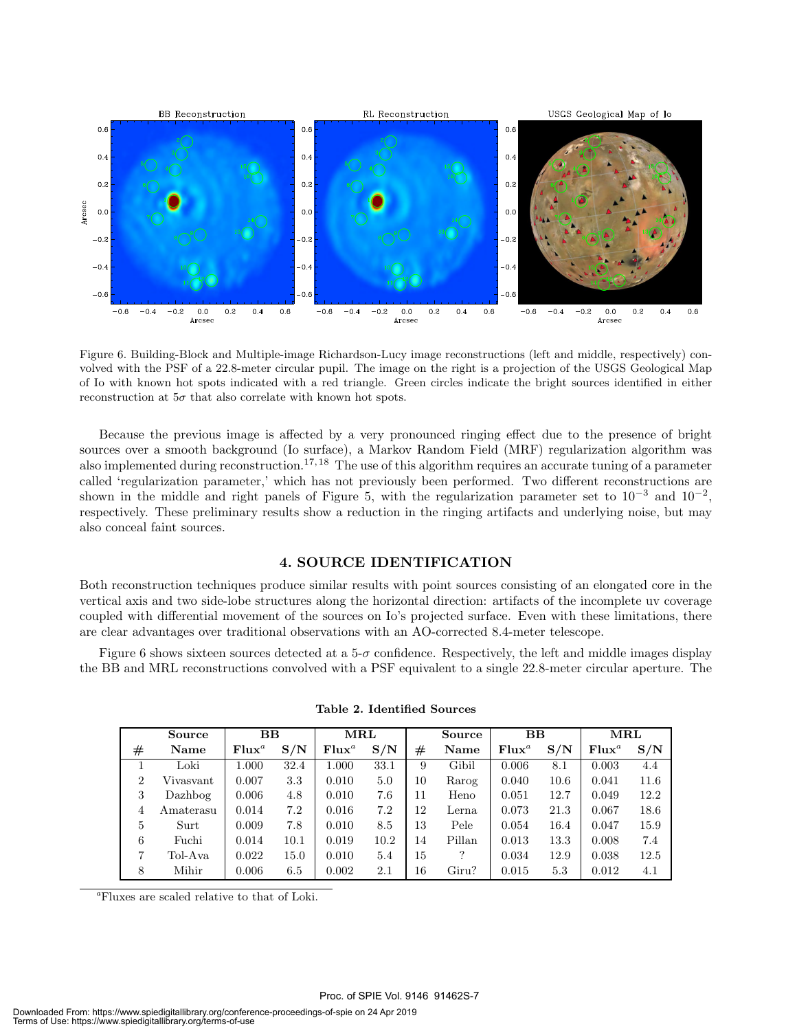Figure 6. Building-Block and Multiple-image Richardson-Lucy image reconstructions (left and middle, respectively) convolved with the PSF of a 22.8-meter circular pupil. The image on the right is a projection of the USGS Geological Map of Io with known hot spots indicated with a red triangle. Green circles indicate the bright sources identified in either reconstruction at 5$\sigma$ that also correlate with known hot spots.

Because the previous image is affected by a very pronounced ringing effect due to the presence of bright sources over a smooth background (Io surface), a Markov Random Field (MRF) regularization algorithm was also implemented during reconstruction.[17,18] The use of this algorithm requires an accurate tuning of a parameter called 'regularization parameter,' which has not previously been performed. Two different reconstructions are shown in the middle and right panels of Figure 5, with the regularization parameter set to $10^{-3}$ and $10^{-2}$, respectively. These preliminary results show a reduction in the ringing artifacts and underlying noise, but may also conceal faint sources.

## 4. SOURCE IDENTIFICATION

Both reconstruction techniques produce similar results with point sources consisting of an elongated core in the vertical axis and two side-lobe structures along the horizontal direction: artifacts of the incomplete uv coverage coupled with differential movement of the sources on Io's projected surface. Even with these limitations, there are clear advantages over traditional observations with an AO-corrected 8.4-meter telescope.

Figure 6 shows sixteen sources detected at a 5-$\sigma$ confidence. Respectively, the left and middle images display the BB and MRL reconstructions convolved with a PSF equivalent to a single 22.8-meter circular aperture. The

**Table 2. Identified Sources**

| # | Source Name | BB Flux[a] | BB S/N | MRL Flux[a] | MRL S/N | # | Source Name | BB Flux[a] | BB S/N | MRL Flux[a] | MRL S/N |
|---|---|---|---|---|---|---|---|---|---|---|---|
| 1 | Loki | 1.000 | 32.4 | 1.000 | 33.1 | 9 | Gibil | 0.006 | 8.1 | 0.003 | 4.4 |
| 2 | Vivasvant | 0.007 | 3.3 | 0.010 | 5.0 | 10 | Rarog | 0.040 | 10.6 | 0.041 | 11.6 |
| 3 | Dazhbog | 0.006 | 4.8 | 0.010 | 7.6 | 11 | Heno | 0.051 | 12.7 | 0.049 | 12.2 |
| 4 | Amaterasu | 0.014 | 7.2 | 0.016 | 7.2 | 12 | Lerna | 0.073 | 21.3 | 0.067 | 18.6 |
| 5 | Surt | 0.009 | 7.8 | 0.010 | 8.5 | 13 | Pele | 0.054 | 16.4 | 0.047 | 15.9 |
| 6 | Fuchi | 0.014 | 10.1 | 0.019 | 10.2 | 14 | Pillan | 0.013 | 13.3 | 0.008 | 7.4 |
| 7 | Tol-Ava | 0.022 | 15.0 | 0.010 | 5.4 | 15 | ? | 0.034 | 12.9 | 0.038 | 12.5 |
| 8 | Mihir | 0.006 | 6.5 | 0.002 | 2.1 | 16 | Giru? | 0.015 | 5.3 | 0.012 | 4.1 |

[a]Fluxes are scaled relative to that of Loki.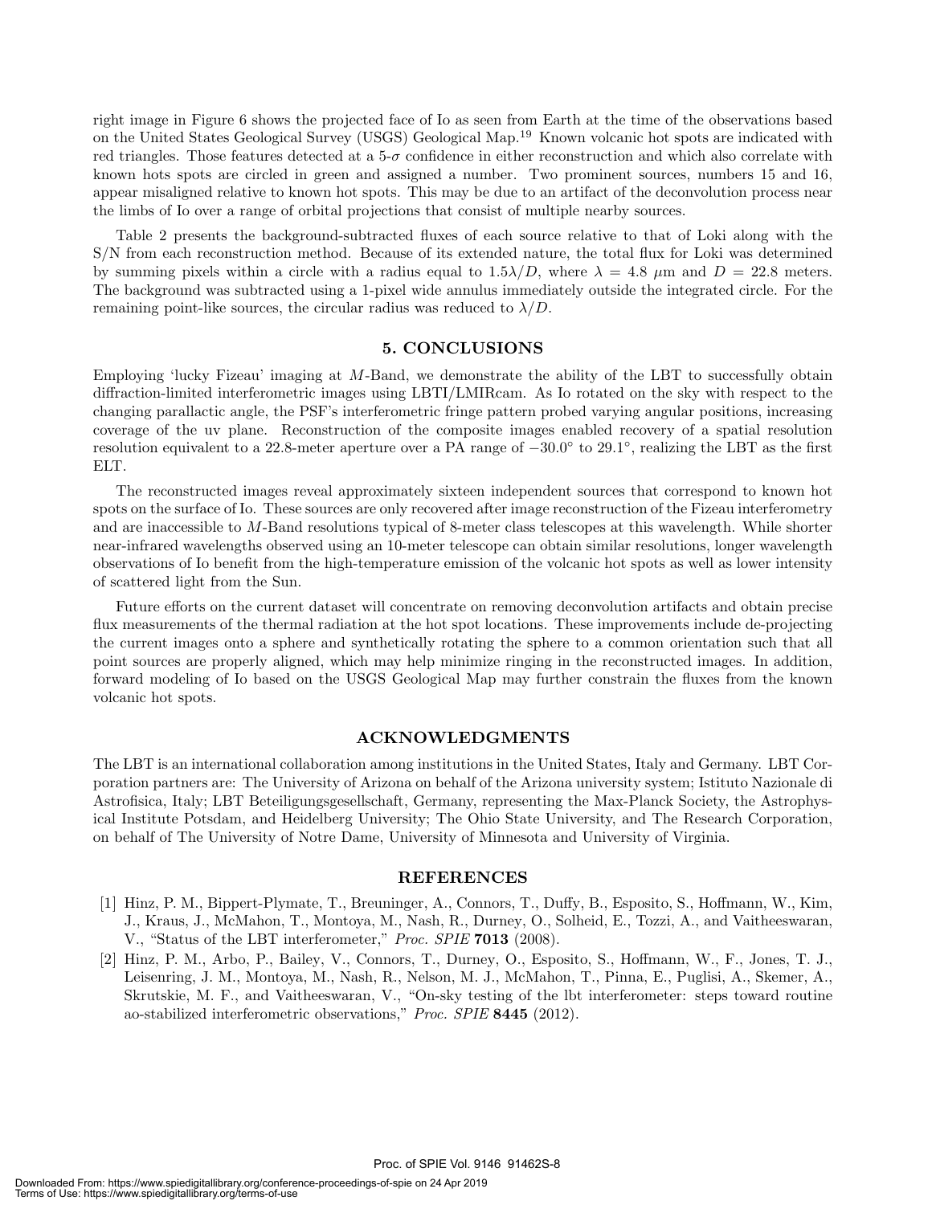right image in Figure 6 shows the projected face of Io as seen from Earth at the time of the observations based on the United States Geological Survey (USGS) Geological Map.[19] Known volcanic hot spots are indicated with red triangles. Those features detected at a 5-$\sigma$ confidence in either reconstruction and which also correlate with known hots spots are circled in green and assigned a number. Two prominent sources, numbers 15 and 16, appear misaligned relative to known hot spots. This may be due to an artifact of the deconvolution process near the limbs of Io over a range of orbital projections that consist of multiple nearby sources.

Table 2 presents the background-subtracted fluxes of each source relative to that of Loki along with the S/N from each reconstruction method. Because of its extended nature, the total flux for Loki was determined by summing pixels within a circle with a radius equal to $1.5\lambda/D$, where $\lambda = 4.8$ $\mu$m and $D = 22.8$ meters. The background was subtracted using a 1-pixel wide annulus immediately outside the integrated circle. For the remaining point-like sources, the circular radius was reduced to $\lambda/D$.

## 5. CONCLUSIONS

Employing 'lucky Fizeau' imaging at $M$-Band, we demonstrate the ability of the LBT to successfully obtain diffraction-limited interferometric images using LBTI/LMIRcam. As Io rotated on the sky with respect to the changing parallactic angle, the PSF's interferometric fringe pattern probed varying angular positions, increasing coverage of the uv plane. Reconstruction of the composite images enabled recovery of a spatial resolution resolution equivalent to a 22.8-meter aperture over a PA range of $-30.0°$ to $29.1°$, realizing the LBT as the first ELT.

The reconstructed images reveal approximately sixteen independent sources that correspond to known hot spots on the surface of Io. These sources are only recovered after image reconstruction of the Fizeau interferometry and are inaccessible to $M$-Band resolutions typical of 8-meter class telescopes at this wavelength. While shorter near-infrared wavelengths observed using an 10-meter telescope can obtain similar resolutions, longer wavelength observations of Io benefit from the high-temperature emission of the volcanic hot spots as well as lower intensity of scattered light from the Sun.

Future efforts on the current dataset will concentrate on removing deconvolution artifacts and obtain precise flux measurements of the thermal radiation at the hot spot locations. These improvements include de-projecting the current images onto a sphere and synthetically rotating the sphere to a common orientation such that all point sources are properly aligned, which may help minimize ringing in the reconstructed images. In addition, forward modeling of Io based on the USGS Geological Map may further constrain the fluxes from the known volcanic hot spots.

## ACKNOWLEDGMENTS

The LBT is an international collaboration among institutions in the United States, Italy and Germany. LBT Corporation partners are: The University of Arizona on behalf of the Arizona university system; Istituto Nazionale di Astrofisica, Italy; LBT Beteiligungsgesellschaft, Germany, representing the Max-Planck Society, the Astrophysical Institute Potsdam, and Heidelberg University; The Ohio State University, and The Research Corporation, on behalf of The University of Notre Dame, University of Minnesota and University of Virginia.

## REFERENCES

[1] Hinz, P. M., Bippert-Plymate, T., Breuninger, A., Connors, T., Duffy, B., Esposito, S., Hoffmann, W., Kim, J., Kraus, J., McMahon, T., Montoya, M., Nash, R., Durney, O., Solheid, E., Tozzi, A., and Vaitheeswaran, V., "Status of the LBT interferometer," *Proc. SPIE* **7013** (2008).

[2] Hinz, P. M., Arbo, P., Bailey, V., Connors, T., Durney, O., Esposito, S., Hoffmann, W., F., Jones, T. J., Leisenring, J. M., Montoya, M., Nash, R., Nelson, M. J., McMahon, T., Pinna, E., Puglisi, A., Skemer, A., Skrutskie, M. F., and Vaitheeswaran, V., "On-sky testing of the lbt interferometer: steps toward routine ao-stabilized interferometric observations," *Proc. SPIE* **8445** (2012).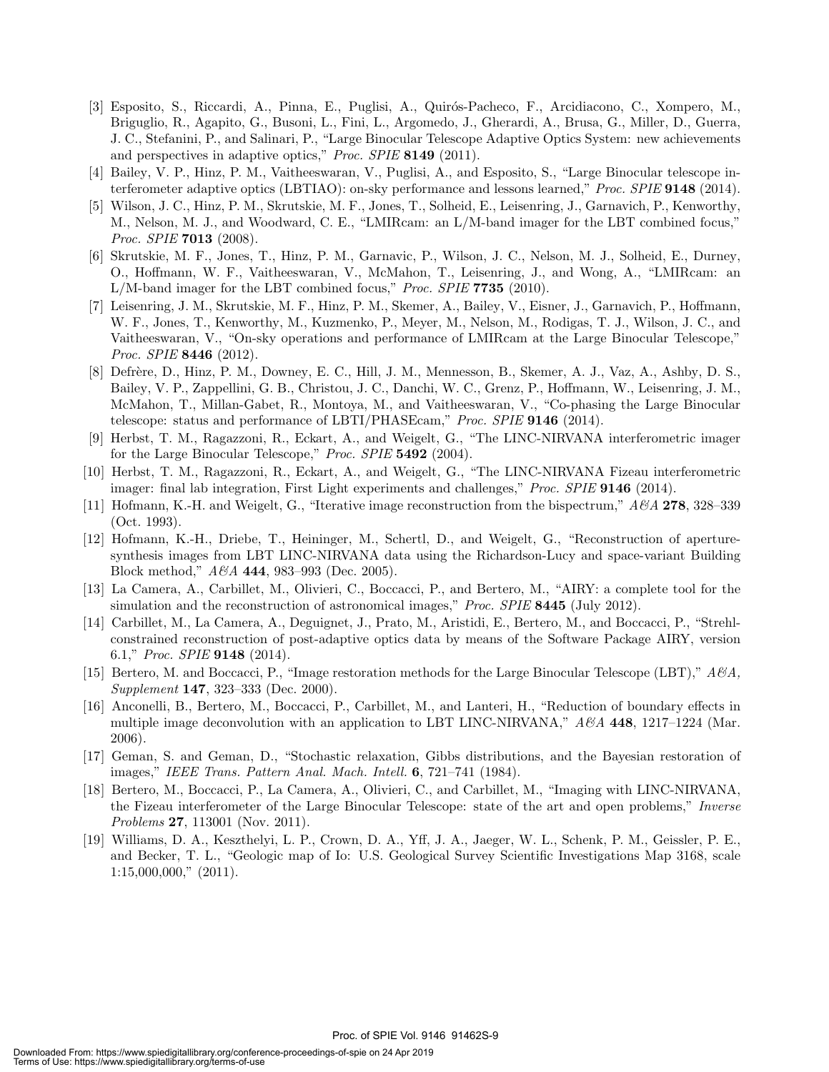[3] Esposito, S., Riccardi, A., Pinna, E., Puglisi, A., Quirós-Pacheco, F., Arcidiacono, C., Xompero, M., Briguglio, R., Agapito, G., Busoni, L., Fini, L., Argomedo, J., Gherardi, A., Brusa, G., Miller, D., Guerra, J. C., Stefanini, P., and Salinari, P., "Large Binocular Telescope Adaptive Optics System: new achievements and perspectives in adaptive optics," *Proc. SPIE* **8149** (2011).

[4] Bailey, V. P., Hinz, P. M., Vaitheeswaran, V., Puglisi, A., and Esposito, S., "Large Binocular telescope interferometer adaptive optics (LBTIAO): on-sky performance and lessons learned," *Proc. SPIE* **9148** (2014).

[5] Wilson, J. C., Hinz, P. M., Skrutskie, M. F., Jones, T., Solheid, E., Leisenring, J., Garnavich, P., Kenworthy, M., Nelson, M. J., and Woodward, C. E., "LMIRcam: an L/M-band imager for the LBT combined focus," *Proc. SPIE* **7013** (2008).

[6] Skrutskie, M. F., Jones, T., Hinz, P. M., Garnavic, P., Wilson, J. C., Nelson, M. J., Solheid, E., Durney, O., Hoffmann, W. F., Vaitheeswaran, V., McMahon, T., Leisenring, J., and Wong, A., "LMIRcam: an L/M-band imager for the LBT combined focus," *Proc. SPIE* **7735** (2010).

[7] Leisenring, J. M., Skrutskie, M. F., Hinz, P. M., Skemer, A., Bailey, V., Eisner, J., Garnavich, P., Hoffmann, W. F., Jones, T., Kenworthy, M., Kuzmenko, P., Meyer, M., Nelson, M., Rodigas, T. J., Wilson, J. C., and Vaitheeswaran, V., "On-sky operations and performance of LMIRcam at the Large Binocular Telescope," *Proc. SPIE* **8446** (2012).

[8] Defrère, D., Hinz, P. M., Downey, E. C., Hill, J. M., Mennesson, B., Skemer, A. J., Vaz, A., Ashby, D. S., Bailey, V. P., Zappellini, G. B., Christou, J. C., Danchi, W. C., Grenz, P., Hoffmann, W., Leisenring, J. M., McMahon, T., Millan-Gabet, R., Montoya, M., and Vaitheeswaran, V., "Co-phasing the Large Binocular telescope: status and performance of LBTI/PHASEcam," *Proc. SPIE* **9146** (2014).

[9] Herbst, T. M., Ragazzoni, R., Eckart, A., and Weigelt, G., "The LINC-NIRVANA interferometric imager for the Large Binocular Telescope," *Proc. SPIE* **5492** (2004).

[10] Herbst, T. M., Ragazzoni, R., Eckart, A., and Weigelt, G., "The LINC-NIRVANA Fizeau interferometric imager: final lab integration, First Light experiments and challenges," *Proc. SPIE* **9146** (2014).

[11] Hofmann, K.-H. and Weigelt, G., "Iterative image reconstruction from the bispectrum," *A&A* **278**, 328–339 (Oct. 1993).

[12] Hofmann, K.-H., Driebe, T., Heininger, M., Schertl, D., and Weigelt, G., "Reconstruction of aperture-synthesis images from LBT LINC-NIRVANA data using the Richardson-Lucy and space-variant Building Block method," *A&A* **444**, 983–993 (Dec. 2005).

[13] La Camera, A., Carbillet, M., Olivieri, C., Boccacci, P., and Bertero, M., "AIRY: a complete tool for the simulation and the reconstruction of astronomical images," *Proc. SPIE* **8445** (July 2012).

[14] Carbillet, M., La Camera, A., Deguignet, J., Prato, M., Aristidi, E., Bertero, M., and Boccacci, P., "Strehl-constrained reconstruction of post-adaptive optics data by means of the Software Package AIRY, version 6.1," *Proc. SPIE* **9148** (2014).

[15] Bertero, M. and Boccacci, P., "Image restoration methods for the Large Binocular Telescope (LBT)," *A&A, Supplement* **147**, 323–333 (Dec. 2000).

[16] Anconelli, B., Bertero, M., Boccacci, P., Carbillet, M., and Lanteri, H., "Reduction of boundary effects in multiple image deconvolution with an application to LBT LINC-NIRVANA," *A&A* **448**, 1217–1224 (Mar. 2006).

[17] Geman, S. and Geman, D., "Stochastic relaxation, Gibbs distributions, and the Bayesian restoration of images," *IEEE Trans. Pattern Anal. Mach. Intell.* **6**, 721–741 (1984).

[18] Bertero, M., Boccacci, P., La Camera, A., Olivieri, C., and Carbillet, M., "Imaging with LINC-NIRVANA, the Fizeau interferometer of the Large Binocular Telescope: state of the art and open problems," *Inverse Problems* **27**, 113001 (Nov. 2011).

[19] Williams, D. A., Keszthelyi, L. P., Crown, D. A., Yff, J. A., Jaeger, W. L., Schenk, P. M., Geissler, P. E., and Becker, T. L., "Geologic map of Io: U.S. Geological Survey Scientific Investigations Map 3168, scale 1:15,000,000," (2011).